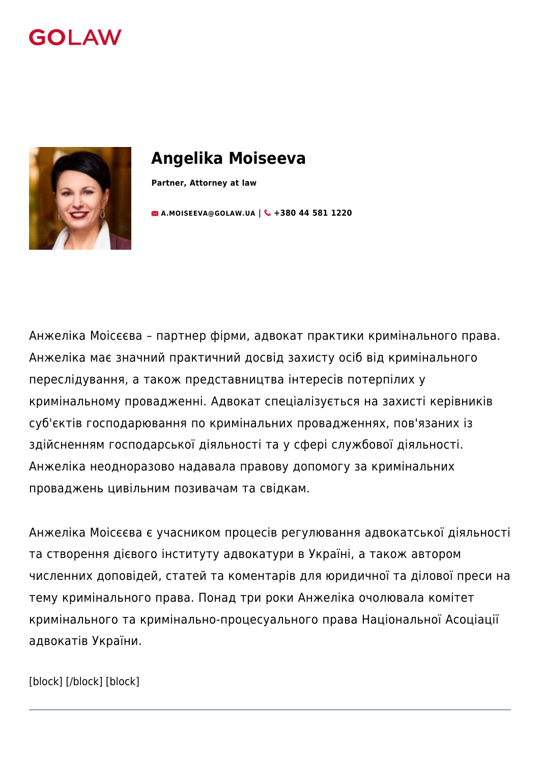GOLAW

# Angelika Moiseeva

**Partner, Attorney at law**

A.MOISEEVA@GOLAW.UA | +380 44 581 1220

Анжеліка Моісєєва – партнер фірми, адвокат практики кримінального права. Анжеліка має значний практичний досвід захисту осіб від кримінального переслідування, а також представництва інтересів потерпілих у кримінальному провадженні. Адвокат спеціалізується на захисті керівників суб'єктів господарювання по кримінальних провадженнях, пов'язаних із здійсненням господарської діяльності та у сфері службової діяльності. Анжеліка неодноразово надавала правову допомогу за кримінальних проваджень цивільним позивачам та свідкам.

Анжеліка Моісєєва є учасником процесів регулювання адвокатської діяльності та створення дієвого інституту адвокатури в Україні, а також автором численних доповідей, статей та коментарів для юридичної та ділової преси на тему кримінального права. Понад три роки Анжеліка очолювала комітет кримінального та кримінально-процесуального права Національної Асоціації адвокатів України.

[block] [/block] [block]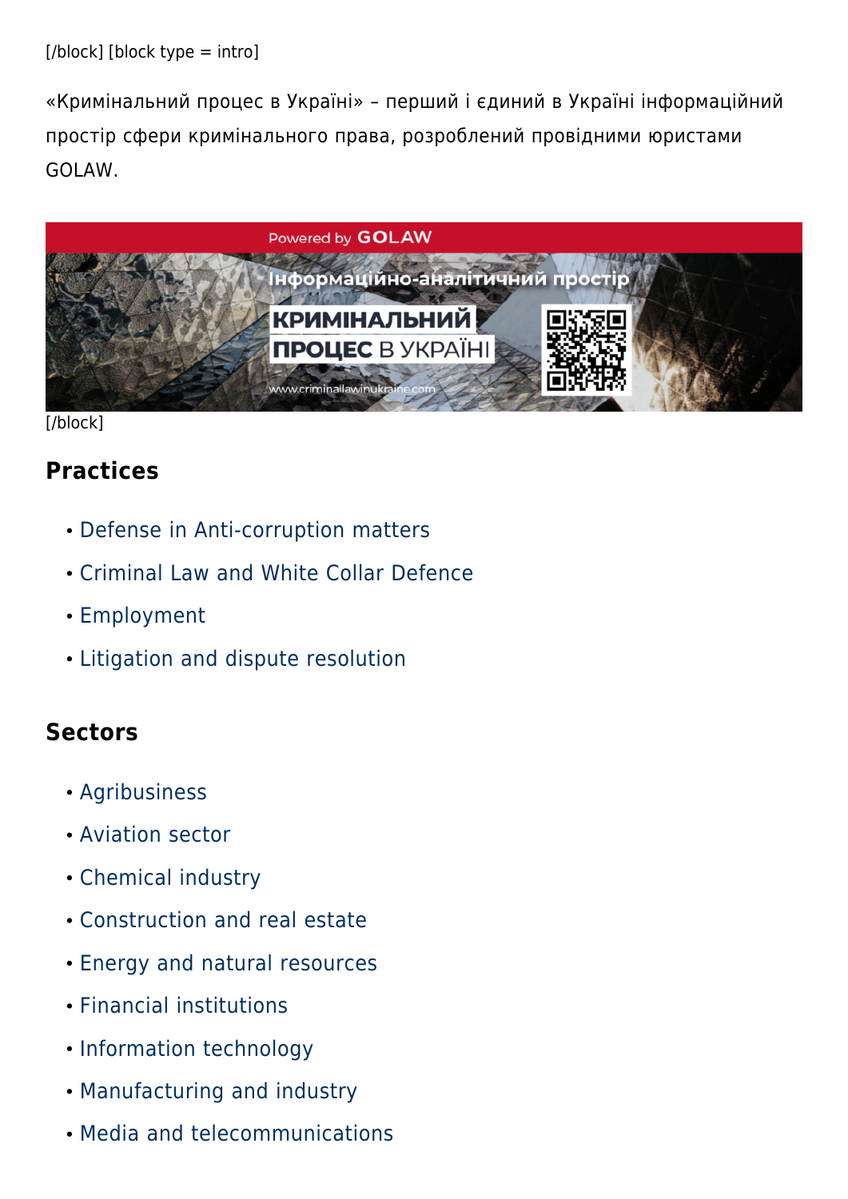[/block] [block type = intro]

«Кримінальний процес в Україні» – перший і єдиний в Україні інформаційний простір сфери кримінального права, розроблений провідними юристами GOLAW.

[/block]

## Practices

- Defense in Anti-corruption matters
- Criminal Law and White Collar Defence
- Employment
- Litigation and dispute resolution

## Sectors

- Agribusiness
- Aviation sector
- Chemical industry
- Construction and real estate
- Energy and natural resources
- Financial institutions
- Information technology
- Manufacturing and industry
- Media and telecommunications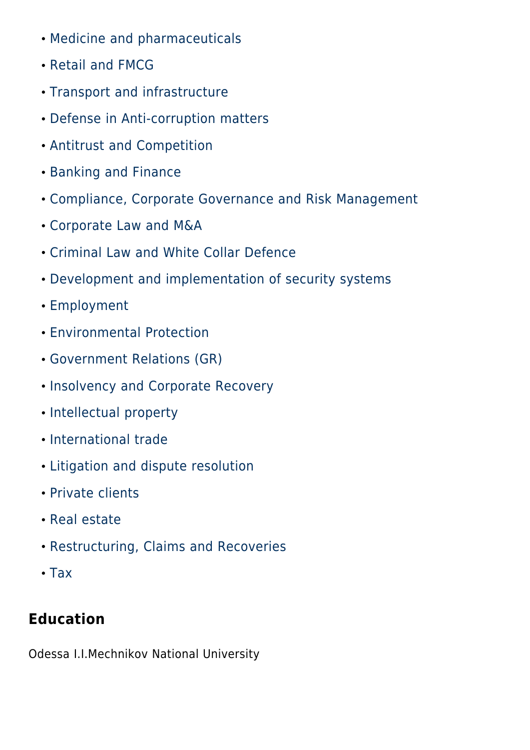- Medicine and pharmaceuticals
- Retail and FMCG
- Transport and infrastructure
- Defense in Anti-corruption matters
- Antitrust and Competition
- Banking and Finance
- Compliance, Corporate Governance and Risk Management
- Corporate Law and M&A
- Criminal Law and White Collar Defence
- Development and implementation of security systems
- Employment
- Environmental Protection
- Government Relations (GR)
- Insolvency and Corporate Recovery
- Intellectual property
- International trade
- Litigation and dispute resolution
- Private clients
- Real estate
- Restructuring, Claims and Recoveries
- Tax

## Education

Odessa I.I.Mechnikov National University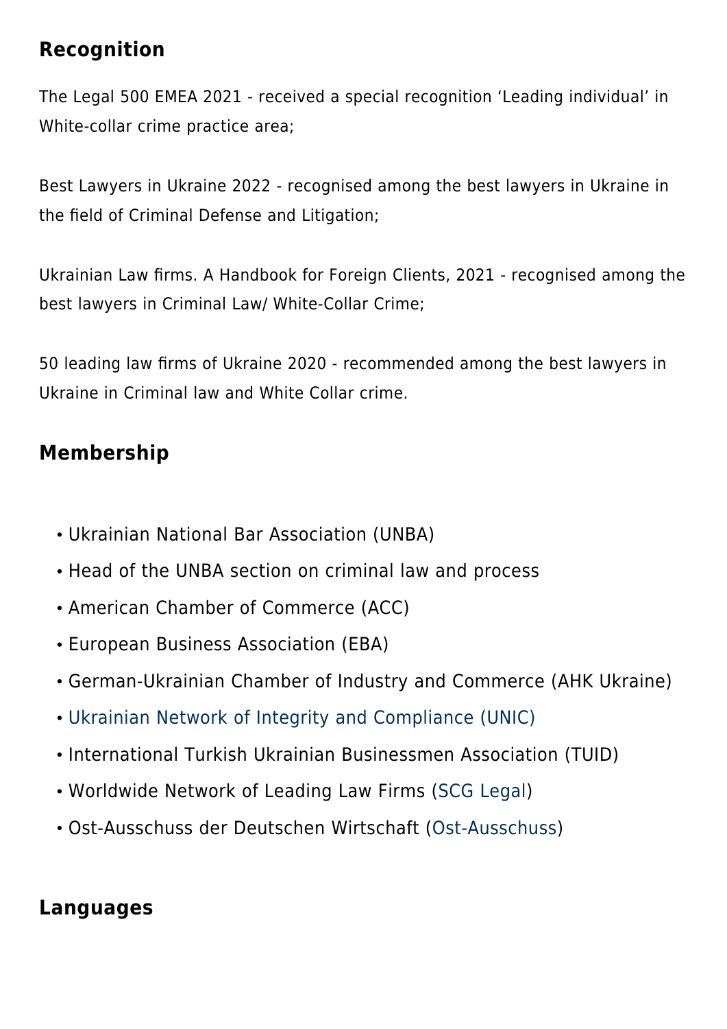## Recognition

The Legal 500 EMEA 2021 - received a special recognition 'Leading individual' in White-collar crime practice area;

Best Lawyers in Ukraine 2022 - recognised among the best lawyers in Ukraine in the field of Criminal Defense and Litigation;

Ukrainian Law firms. A Handbook for Foreign Clients, 2021 - recognised among the best lawyers in Criminal Law/ White-Collar Crime;

50 leading law firms of Ukraine 2020 - recommended among the best lawyers in Ukraine in Criminal law and White Collar crime.

## Membership

- Ukrainian National Bar Association (UNBA)
- Head of the UNBA section on criminal law and process
- American Chamber of Commerce (ACC)
- European Business Association (EBA)
- German-Ukrainian Chamber of Industry and Commerce (AHK Ukraine)
- Ukrainian Network of Integrity and Compliance (UNIC)
- International Turkish Ukrainian Businessmen Association (TUID)
- Worldwide Network of Leading Law Firms (SCG Legal)
- Ost-Ausschuss der Deutschen Wirtschaft (Ost-Ausschuss)

## Languages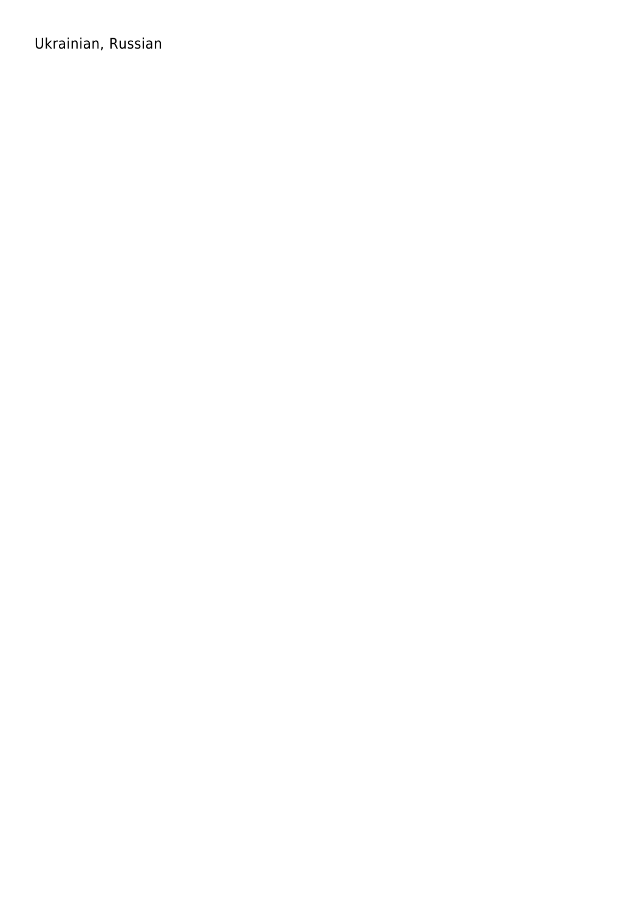Ukrainian, Russian